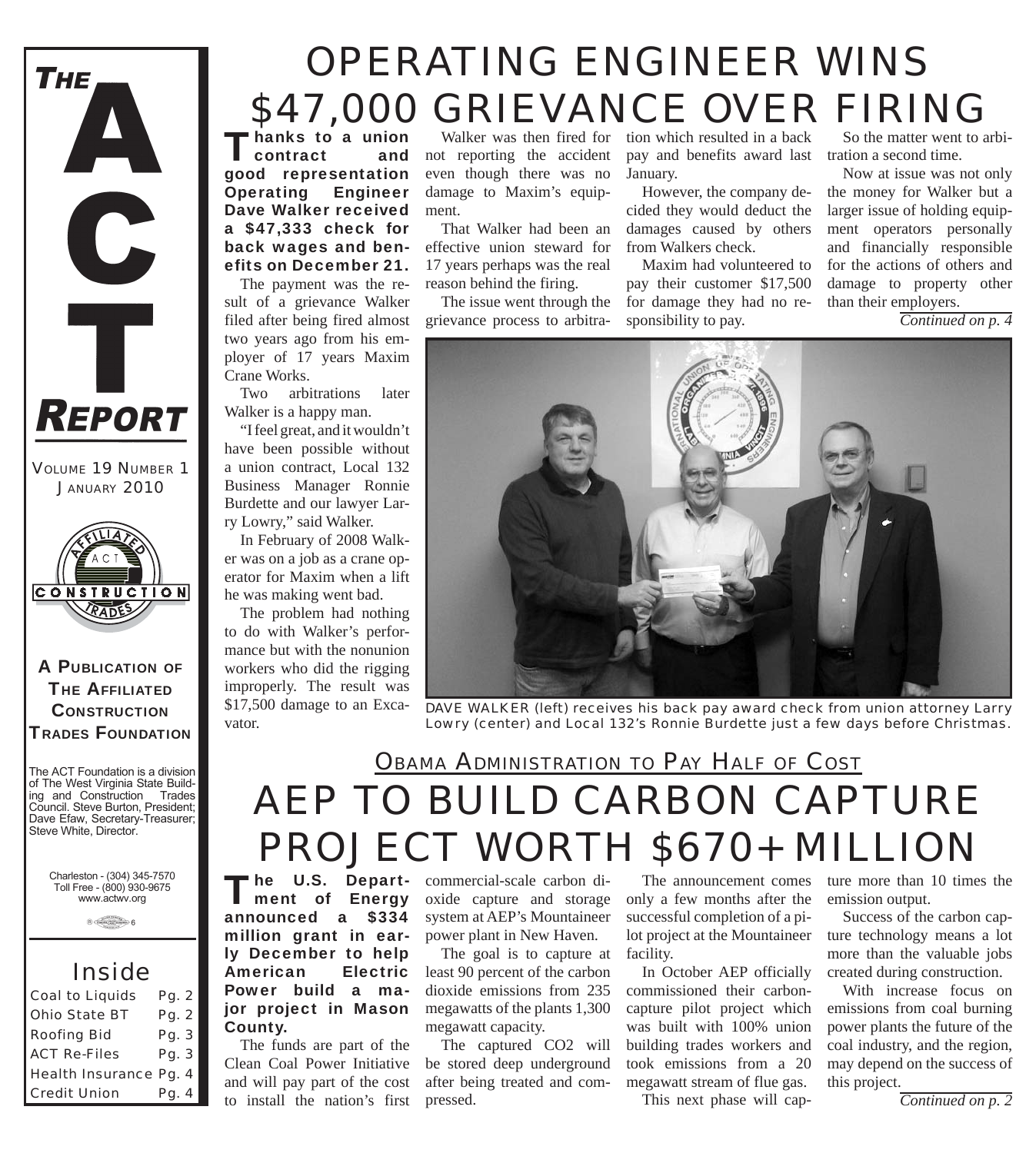# THE ACT REPORT

VOLUME 19 NUMBER 1
JANUARY 2010

**A PUBLICATION OF THE AFFILIATED CONSTRUCTION TRADES FOUNDATION**

The ACT Foundation is a division of The West Virginia State Building and Construction Trades Council. Steve Burton, President; Dave Efaw, Secretary-Treasurer; Steve White, Director.

Charleston - (304) 345-7570
Toll Free - (800) 930-9675
www.actwv.org

## Inside

| | |
|---|---|
| Coal to Liquids | Pg. 2 |
| Ohio State BT | Pg. 2 |
| Roofing Bid | Pg. 3 |
| ACT Re-Files | Pg. 3 |
| Health Insurance | Pg. 4 |
| Credit Union | Pg. 4 |

# OPERATING ENGINEER WINS $47,000 GRIEVANCE OVER FIRING

**Thanks to a union contract and good representation Operating Engineer Dave Walker received a $47,333 check for back wages and benefits on December 21.**

The payment was the result of a grievance Walker filed after being fired almost two years ago from his employer of 17 years Maxim Crane Works.

Two arbitrations later Walker is a happy man.

"I feel great, and it wouldn't have been possible without a union contract, Local 132 Business Manager Ronnie Burdette and our lawyer Larry Lowry," said Walker.

In February of 2008 Walker was on a job as a crane operator for Maxim when a lift he was making went bad.

The problem had nothing to do with Walker's performance but with the nonunion workers who did the rigging improperly. The result was $17,500 damage to an Excavator.

Walker was then fired for not reporting the accident even though there was no damage to Maxim's equipment.

That Walker had been an effective union steward for 17 years perhaps was the real reason behind the firing.

The issue went through the grievance process to arbitration which resulted in a back pay and benefits award last January.

However, the company decided they would deduct the damages caused by others from Walkers check.

Maxim had volunteered to pay their customer $17,500 for damage they had no responsibility to pay.

So the matter went to arbitration a second time.

Now at issue was not only the money for Walker but a larger issue of holding equipment operators personally and financially responsible for the actions of others and damage to property other than their employers.

*Continued on p. 4*

DAVE WALKER (left) receives his back pay award check from union attorney Larry Lowry (center) and Local 132's Ronnie Burdette just a few days before Christmas.

## OBAMA ADMINISTRATION TO PAY HALF OF COST

# AEP TO BUILD CARBON CAPTURE PROJECT WORTH $670+ MILLION

**The U.S. Department of Energy announced a $334 million grant in early December to help American Electric Power build a major project in Mason County.**

The funds are part of the Clean Coal Power Initiative and will pay part of the cost to install the nation's first commercial-scale carbon dioxide capture and storage system at AEP's Mountaineer power plant in New Haven.

The goal is to capture at least 90 percent of the carbon dioxide emissions from 235 megawatts of the plants 1,300 megawatt capacity.

The captured $CO_2$ will be stored deep underground after being treated and compressed.

The announcement comes only a few months after the successful completion of a pilot project at the Mountaineer facility.

In October AEP officially commissioned their carbon-capture pilot project which was built with 100% union building trades workers and took emissions from a 20 megawatt stream of flue gas.

This next phase will capture more than 10 times the emission output.

Success of the carbon capture technology means a lot more than the valuable jobs created during construction.

With increase focus on emissions from coal burning power plants the future of the coal industry, and the region, may depend on the success of this project.

*Continued on p. 2*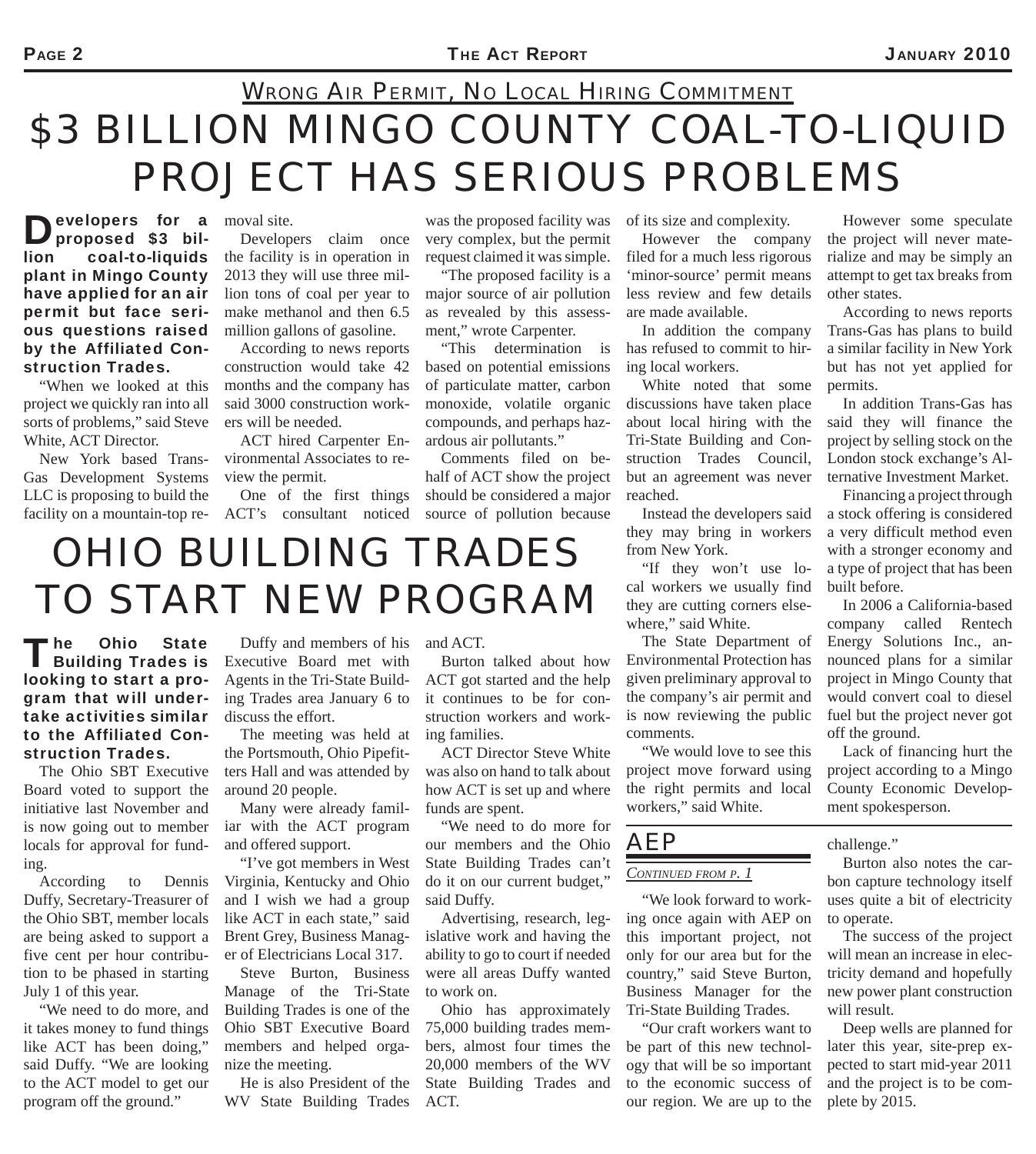## WRONG AIR PERMIT, NO LOCAL HIRING COMMITMENT

# $3 BILLION MINGO COUNTY COAL-TO-LIQUID PROJECT HAS SERIOUS PROBLEMS

**Developers for a proposed $3 billion coal-to-liquids plant in Mingo County have applied for an air permit but face serious questions raised by the Affiliated Construction Trades.**

"When we looked at this project we quickly ran into all sorts of problems," said Steve White, ACT Director.

New York based Trans-Gas Development Systems LLC is proposing to build the facility on a mountain-top removal site.

Developers claim once the facility is in operation in 2013 they will use three million tons of coal per year to make methanol and then 6.5 million gallons of gasoline.

According to news reports construction would take 42 months and the company has said 3000 construction workers will be needed.

ACT hired Carpenter Environmental Associates to review the permit.

One of the first things ACT's consultant noticed was the proposed facility was very complex, but the permit request claimed it was simple.

"The proposed facility is a major source of air pollution as revealed by this assessment," wrote Carpenter.

"This determination is based on potential emissions of particulate matter, carbon monoxide, volatile organic compounds, and perhaps hazardous air pollutants."

Comments filed on behalf of ACT show the project should be considered a major source of pollution because of its size and complexity.

However the company filed for a much less rigorous 'minor-source' permit means less review and few details are made available.

In addition the company has refused to commit to hiring local workers.

White noted that some discussions have taken place about local hiring with the Tri-State Building and Construction Trades Council, but an agreement was never reached.

Instead the developers said they may bring in workers from New York.

"If they won't use local workers we usually find they are cutting corners elsewhere," said White.

The State Department of Environmental Protection has given preliminary approval to the company's air permit and is now reviewing the public comments.

"We would love to see this project move forward using the right permits and local workers," said White.

However some speculate the project will never materialize and may be simply an attempt to get tax breaks from other states.

According to news reports Trans-Gas has plans to build a similar facility in New York but has not yet applied for permits.

In addition Trans-Gas has said they will finance the project by selling stock on the London stock exchange's Alternative Investment Market.

Financing a project through a stock offering is considered a very difficult method even with a stronger economy and a type of project that has been built before.

In 2006 a California-based company called Rentech Energy Solutions Inc., announced plans for a similar project in Mingo County that would convert coal to diesel fuel but the project never got off the ground.

Lack of financing hurt the project according to a Mingo County Economic Development spokesperson.

# OHIO BUILDING TRADES TO START NEW PROGRAM

**The Ohio State Building Trades is looking to start a program that will undertake activities similar to the Affiliated Construction Trades.**

The Ohio SBT Executive Board voted to support the initiative last November and is now going out to member locals for approval for funding.

According to Dennis Duffy, Secretary-Treasurer of the Ohio SBT, member locals are being asked to support a five cent per hour contribution to be phased in starting July 1 of this year.

"We need to do more, and it takes money to fund things like ACT has been doing," said Duffy. "We are looking to the ACT model to get our program off the ground."

Duffy and members of his Executive Board met with Agents in the Tri-State Building Trades area January 6 to discuss the effort.

The meeting was held at the Portsmouth, Ohio Pipefitters Hall and was attended by around 20 people.

Many were already familiar with the ACT program and offered support.

"I've got members in West Virginia, Kentucky and Ohio and I wish we had a group like ACT in each state," said Brent Grey, Business Manager of Electricians Local 317.

Steve Burton, Business Manage of the Tri-State Building Trades is one of the Ohio SBT Executive Board members and helped organize the meeting.

He is also President of the WV State Building Trades and ACT.

Burton talked about how ACT got started and the help it continues to be for construction workers and working families.

ACT Director Steve White was also on hand to talk about how ACT is set up and where funds are spent.

"We need to do more for our members and the Ohio State Building Trades can't do it on our current budget," said Duffy.

Advertising, research, legislative work and having the ability to go to court if needed were all areas Duffy wanted to work on.

Ohio has approximately 75,000 building trades members, almost four times the 20,000 members of the WV State Building Trades and ACT.

## AEP

*CONTINUED FROM P. 1*

"We look forward to working once again with AEP on this important project, not only for our area but for the country," said Steve Burton, Business Manager for the Tri-State Building Trades.

"Our craft workers want to be part of this new technology that will be so important to the economic success of our region. We are up to the challenge."

Burton also notes the carbon capture technology itself uses quite a bit of electricity to operate.

The success of the project will mean an increase in electricity demand and hopefully new power plant construction will result.

Deep wells are planned for later this year, site-prep expected to start mid-year 2011 and the project is to be complete by 2015.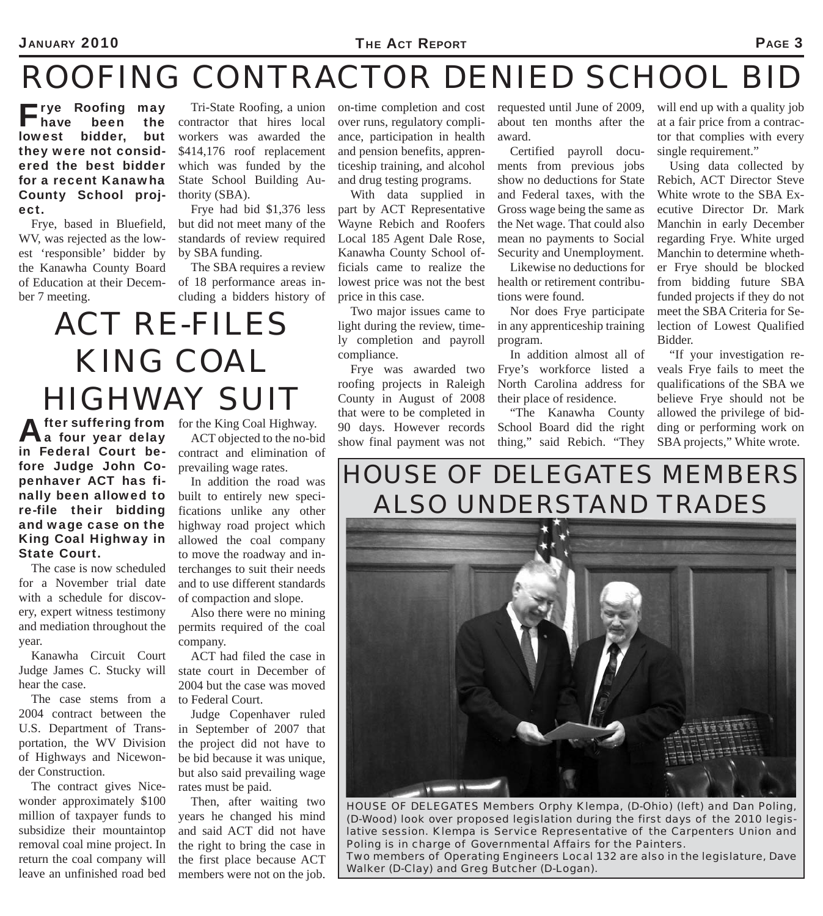# ROOFING CONTRACTOR DENIED SCHOOL BID

**Frye Roofing may have been the lowest bidder, but they were not considered the best bidder for a recent Kanawha County School project.**

Frye, based in Bluefield, WV, was rejected as the lowest 'responsible' bidder by the Kanawha County Board of Education at their December 7 meeting.

Tri-State Roofing, a union contractor that hires local workers was awarded the $414,176 roof replacement which was funded by the State School Building Authority (SBA).

Frye had bid $1,376 less but did not meet many of the standards of review required by SBA funding.

The SBA requires a review of 18 performance areas including a bidders history of on-time completion and cost over runs, regulatory compliance, participation in health and pension benefits, apprenticeship training, and alcohol and drug testing programs.

With data supplied in part by ACT Representative Wayne Rebich and Roofers Local 185 Agent Dale Rose, Kanawha County School officials came to realize the lowest price was not the best price in this case.

Two major issues came to light during the review, timely completion and payroll compliance.

Frye was awarded two roofing projects in Raleigh County in August of 2008 that were to be completed in 90 days. However records show final payment was not requested until June of 2009, about ten months after the award.

Certified payroll documents from previous jobs show no deductions for State and Federal taxes, with the Gross wage being the same as the Net wage. That could also mean no payments to Social Security and Unemployment.

Likewise no deductions for health or retirement contributions were found.

Nor does Frye participate in any apprenticeship training program.

In addition almost all of Frye's workforce listed a North Carolina address for their place of residence.

"The Kanawha County School Board did the right thing," said Rebich. "They will end up with a quality job at a fair price from a contractor that complies with every single requirement."

Using data collected by Rebich, ACT Director Steve White wrote to the SBA Executive Director Dr. Mark Manchin in early December regarding Frye. White urged Manchin to determine whether Frye should be blocked from bidding future SBA funded projects if they do not meet the SBA Criteria for Selection of Lowest Qualified Bidder.

"If your investigation reveals Frye fails to meet the qualifications of the SBA we believe Frye should not be allowed the privilege of bidding or performing work on SBA projects," White wrote.

# ACT RE-FILES KING COAL HIGHWAY SUIT

**After suffering from a four year delay in Federal Court before Judge John Copenhaver ACT has finally been allowed to re-file their bidding and wage case on the King Coal Highway in State Court.**

The case is now scheduled for a November trial date with a schedule for discovery, expert witness testimony and mediation throughout the year.

Kanawha Circuit Court Judge James C. Stucky will hear the case.

The case stems from a 2004 contract between the U.S. Department of Transportation, the WV Division of Highways and Nicewonder Construction.

The contract gives Nicewonder approximately $100 million of taxpayer funds to subsidize their mountaintop removal coal mine project. In return the coal company will leave an unfinished road bed for the King Coal Highway.

ACT objected to the no-bid contract and elimination of prevailing wage rates.

In addition the road was built to entirely new specifications unlike any other highway road project which allowed the coal company to move the roadway and interchanges to suit their needs and to use different standards of compaction and slope.

Also there were no mining permits required of the coal company.

ACT had filed the case in state court in December of 2004 but the case was moved to Federal Court.

Judge Copenhaver ruled in September of 2007 that the project did not have to be bid because it was unique, but also said prevailing wage rates must be paid.

Then, after waiting two years he changed his mind and said ACT did not have the right to bring the case in the first place because ACT members were not on the job.

# HOUSE OF DELEGATES MEMBERS ALSO UNDERSTAND TRADES

HOUSE OF DELEGATES Members Orphy Klempa, (D-Ohio) (left) and Dan Poling, (D-Wood) look over proposed legislation during the first days of the 2010 legislative session. Klempa is Service Representative of the Carpenters Union and Poling is in charge of Governmental Affairs for the Painters.
Two members of Operating Engineers Local 132 are also in the legislature, Dave Walker (D-Clay) and Greg Butcher (D-Logan).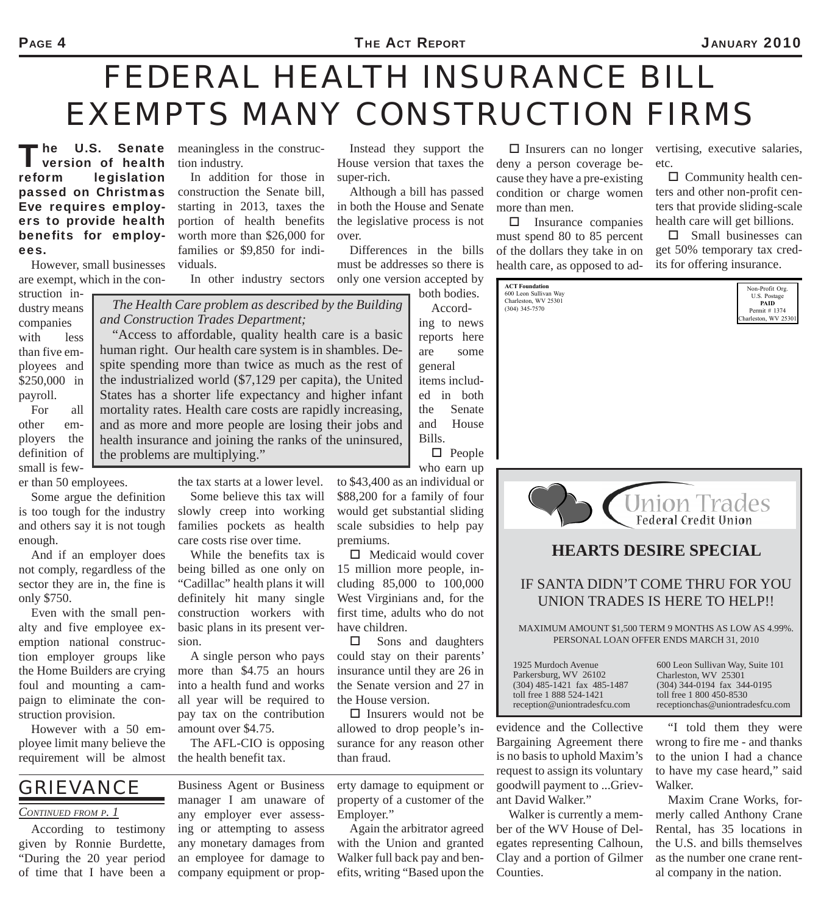# FEDERAL HEALTH INSURANCE BILL EXEMPTS MANY CONSTRUCTION FIRMS

**The U.S. Senate version of health reform legislation passed on Christmas Eve requires employers to provide health benefits for employees.**

However, small businesses are exempt, which in the construction industry means companies with less than five employees and $250,000 in payroll.

For all other employers the definition of small is fewer than 50 employees.

Some argue the definition is too tough for the industry and others say it is not tough enough.

And if an employer does not comply, regardless of the sector they are in, the fine is only $750.

Even with the small penalty and five employee exemption national construction employer groups like the Home Builders are crying foul and mounting a campaign to eliminate the construction provision.

However with a 50 employee limit many believe the requirement will be almost meaningless in the construction industry.

In addition for those in construction the Senate bill, starting in 2013, taxes the portion of health benefits worth more than $26,000 for families or $9,850 for individuals.

In other industry sectors the tax starts at a lower level.

Some believe this tax will slowly creep into working families pockets as health care costs rise over time.

While the benefits tax is being billed as one only on "Cadillac" health plans it will definitely hit many single construction workers with basic plans in its present version.

A single person who pays more than $4.75 an hours into a health fund and works all year will be required to pay tax on the contribution amount over $4.75.

The AFL-CIO is opposing the health benefit tax.

Instead they support the House version that taxes the super-rich.

Although a bill has passed in both the House and Senate the legislative process is not over.

Differences in the bills must be addresses so there is only one version accepted by both bodies.

According to news reports here are some general items included in both the Senate and House Bills.

- People who earn up to $43,400 as an individual or $88,200 for a family of four would get substantial sliding scale subsidies to help pay premiums.
- Medicaid would cover 15 million more people, including 85,000 to 100,000 West Virginians and, for the first time, adults who do not have children.
- Sons and daughters could stay on their parents' insurance until they are 26 in the Senate version and 27 in the House version.
- Insurers would not be allowed to drop people's insurance for any reason other than fraud.
- Insurers can no longer deny a person coverage because they have a pre-existing condition or charge women more than men.
- Insurance companies must spend 80 to 85 percent of the dollars they take in on health care, as opposed to advertising, executive salaries, etc.
- Community health centers and other non-profit centers that provide sliding-scale health care will get billions.
- Small businesses can get 50% temporary tax credits for offering insurance.

> *The Health Care problem as described by the Building and Construction Trades Department;*
>
> "Access to affordable, quality health care is a basic human right. Our health care system is in shambles. Despite spending more than twice as much as the rest of the industrialized world ($7,129 per capita), the United States has a shorter life expectancy and higher infant mortality rates. Health care costs are rapidly increasing, and as more and more people are losing their jobs and health insurance and joining the ranks of the uninsured, the problems are multiplying."

**ACT Foundation**
600 Leon Sullivan Way
Charleston, WV 25301
(304) 345-7570

Non-Profit Org.
U.S. Postage
**PAID**
Permit # 1374
Charleston, WV 25301

Union Trades Federal Credit Union

**HEARTS DESIRE SPECIAL**

IF SANTA DIDN'T COME THRU FOR YOU UNION TRADES IS HERE TO HELP!!

MAXIMUM AMOUNT $1,500 TERM 9 MONTHS AS LOW AS 4.99%. PERSONAL LOAN OFFER ENDS MARCH 31, 2010

1925 Murdoch Avenue
Parkersburg, WV 26102
(304) 485-1421 fax 485-1487
toll free 1 888 524-1421
reception@uniontradesfcu.com

600 Leon Sullivan Way, Suite 101
Charleston, WV 25301
(304) 344-0194 fax 344-0195
toll free 1 800 450-8530
receptionchas@uniontradesfcu.com

## GRIEVANCE

*CONTINUED FROM P. 1*

According to testimony given by Ronnie Burdette, "During the 20 year period of time that I have been a Business Agent or Business manager I am unaware of any employer ever assessing or attempting to assess any monetary damages from an employee for damage to company equipment or property damage to equipment or property of a customer of the Employer."

Again the arbitrator agreed with the Union and granted Walker full back pay and benefits, writing "Based upon the evidence and the Collective Bargaining Agreement there is no basis to uphold Maxim's request to assign its voluntary goodwill payment to ...Grievant David Walker."

Walker is currently a member of the WV House of Delegates representing Calhoun, Clay and a portion of Gilmer Counties.

"I told them they were wrong to fire me - and thanks to the union I had a chance to have my case heard," said Walker.

Maxim Crane Works, formerly called Anthony Crane Rental, has 35 locations in the U.S. and bills themselves as the number one crane rental company in the nation.